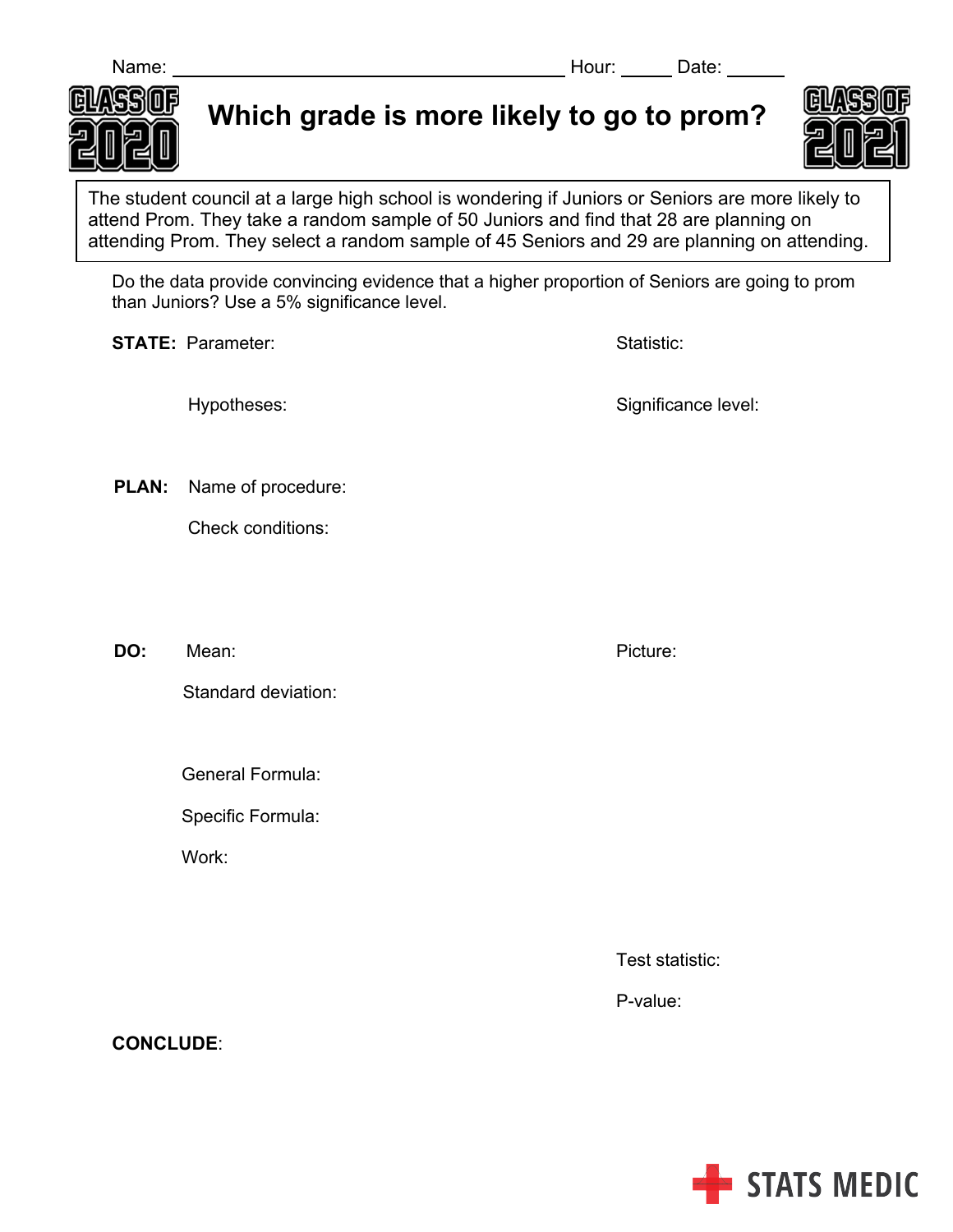Name: ______________________ Hour: _____ Date: ______

CLASS OF 2020

# Which grade is more likely to go to prom?

CLASS OF 2021

The student council at a large high school is wondering if Juniors or Seniors are more likely to attend Prom. They take a random sample of 50 Juniors and find that 28 are planning on attending Prom. They select a random sample of 45 Seniors and 29 are planning on attending.

Do the data provide convincing evidence that a higher proportion of Seniors are going to prom than Juniors? Use a 5% significance level.

**STATE:** Parameter:

Statistic:

Hypotheses:

Significance level:

**PLAN:** Name of procedure:

Check conditions:

**DO:** Mean:

Picture:

Standard deviation:

General Formula:

Specific Formula:

Work:

Test statistic:

P-value:

**CONCLUDE**:

STATS MEDIC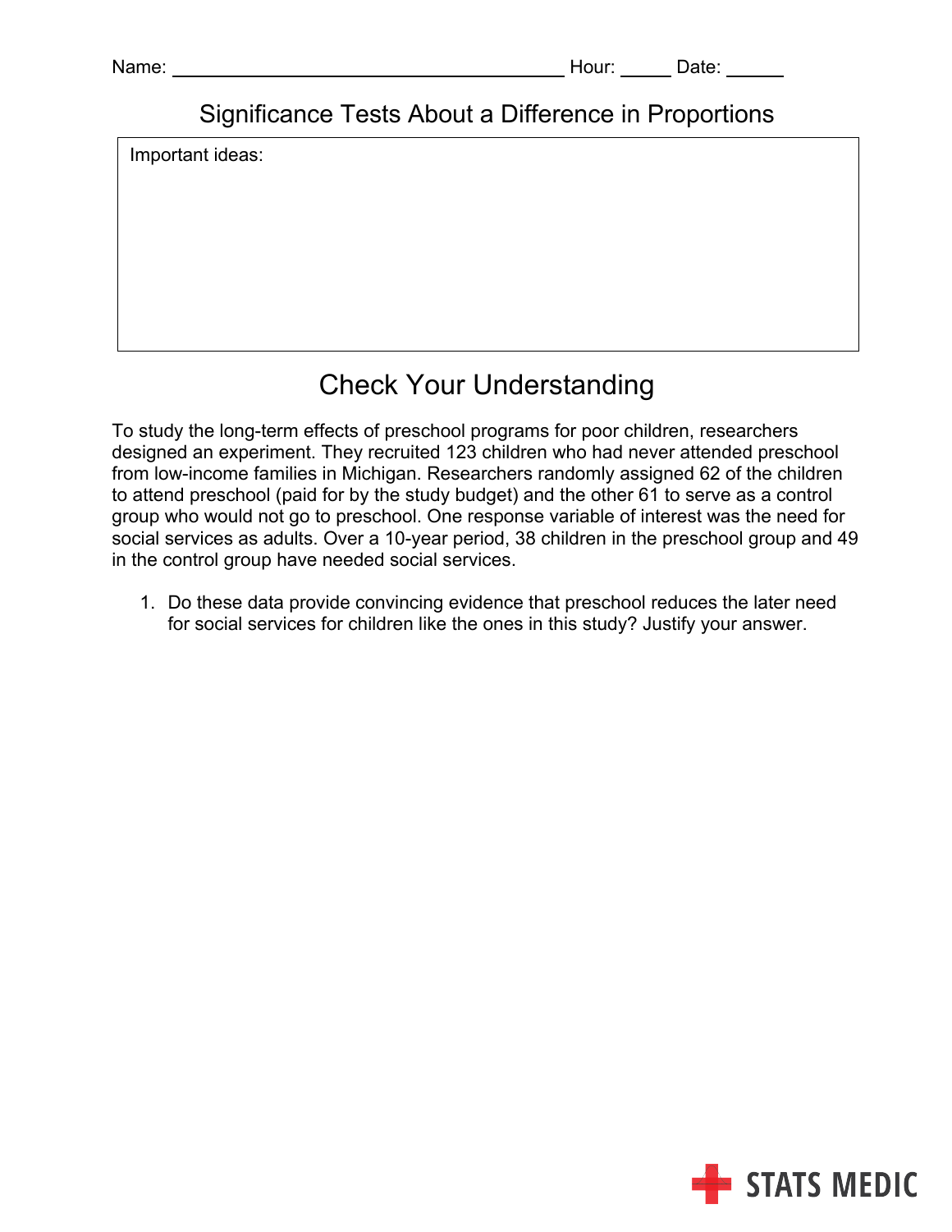Name: ______________________ Hour: _____ Date: ______

## Significance Tests About a Difference in Proportions

Important ideas:

## Check Your Understanding

To study the long-term effects of preschool programs for poor children, researchers designed an experiment. They recruited 123 children who had never attended preschool from low-income families in Michigan. Researchers randomly assigned 62 of the children to attend preschool (paid for by the study budget) and the other 61 to serve as a control group who would not go to preschool. One response variable of interest was the need for social services as adults. Over a 10-year period, 38 children in the preschool group and 49 in the control group have needed social services.

1. Do these data provide convincing evidence that preschool reduces the later need for social services for children like the ones in this study? Justify your answer.

STATS MEDIC